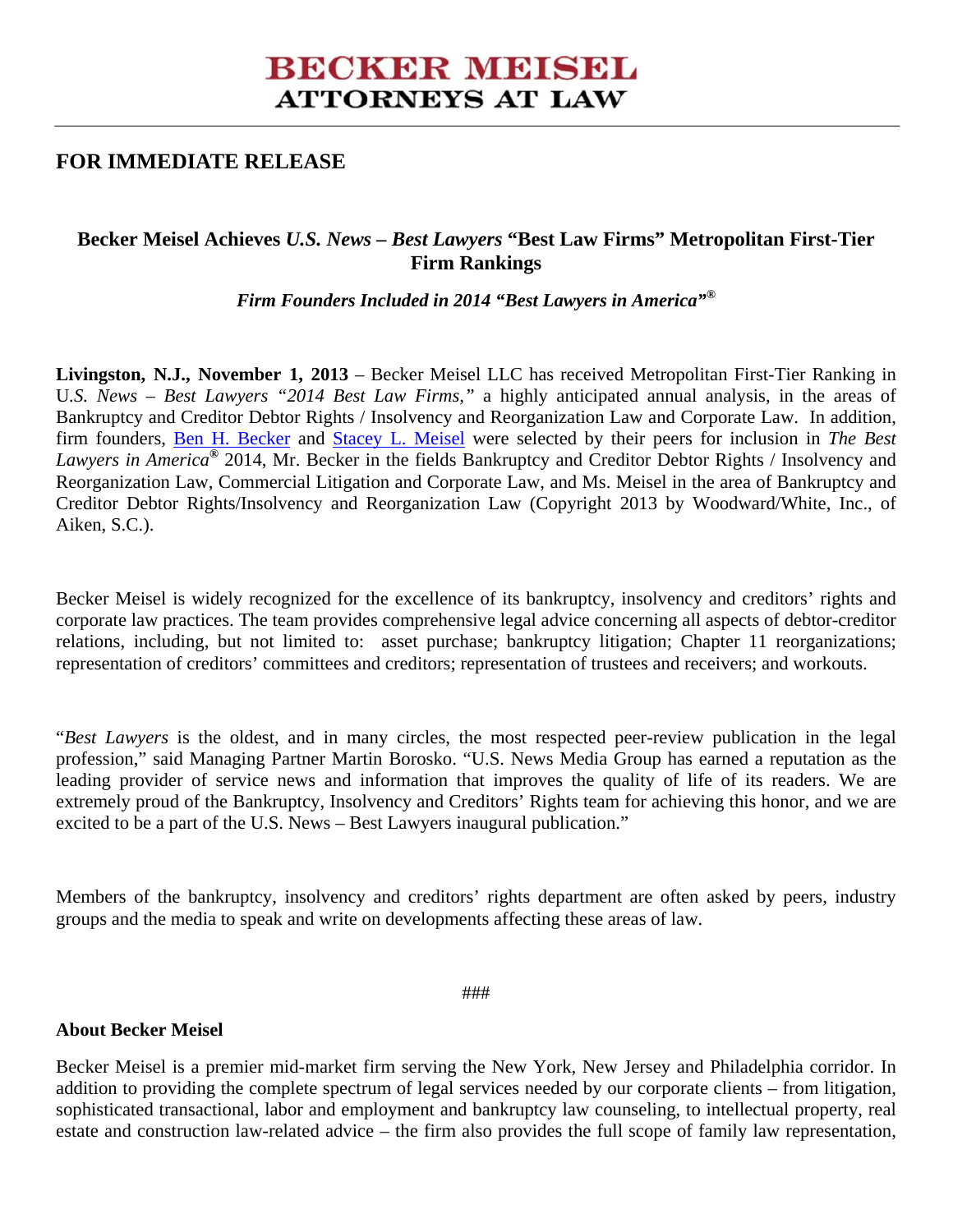# BECKER MEISEL
## ATTORNEYS AT LAW

---

## FOR IMMEDIATE RELEASE

### Becker Meisel Achieves *U.S. News – Best Lawyers* "Best Law Firms" Metropolitan First-Tier Firm Rankings

***Firm Founders Included in 2014 "Best Lawyers in America"®***

**Livingston, N.J., November 1, 2013** – Becker Meisel LLC has received Metropolitan First-Tier Ranking in U*.S. News – Best Lawyers "2014 Best Law Firms,"* a highly anticipated annual analysis, in the areas of Bankruptcy and Creditor Debtor Rights / Insolvency and Reorganization Law and Corporate Law. In addition, firm founders, Ben H. Becker and Stacey L. Meisel were selected by their peers for inclusion in *The Best Lawyers in America®* 2014, Mr. Becker in the fields Bankruptcy and Creditor Debtor Rights / Insolvency and Reorganization Law, Commercial Litigation and Corporate Law, and Ms. Meisel in the area of Bankruptcy and Creditor Debtor Rights/Insolvency and Reorganization Law (Copyright 2013 by Woodward/White, Inc., of Aiken, S.C.).

Becker Meisel is widely recognized for the excellence of its bankruptcy, insolvency and creditors' rights and corporate law practices. The team provides comprehensive legal advice concerning all aspects of debtor-creditor relations, including, but not limited to: asset purchase; bankruptcy litigation; Chapter 11 reorganizations; representation of creditors' committees and creditors; representation of trustees and receivers; and workouts.

"*Best Lawyers* is the oldest, and in many circles, the most respected peer-review publication in the legal profession," said Managing Partner Martin Borosko. "U.S. News Media Group has earned a reputation as the leading provider of service news and information that improves the quality of life of its readers. We are extremely proud of the Bankruptcy, Insolvency and Creditors' Rights team for achieving this honor, and we are excited to be a part of the U.S. News – Best Lawyers inaugural publication."

Members of the bankruptcy, insolvency and creditors' rights department are often asked by peers, industry groups and the media to speak and write on developments affecting these areas of law.

###

**About Becker Meisel**

Becker Meisel is a premier mid-market firm serving the New York, New Jersey and Philadelphia corridor. In addition to providing the complete spectrum of legal services needed by our corporate clients – from litigation, sophisticated transactional, labor and employment and bankruptcy law counseling, to intellectual property, real estate and construction law-related advice – the firm also provides the full scope of family law representation,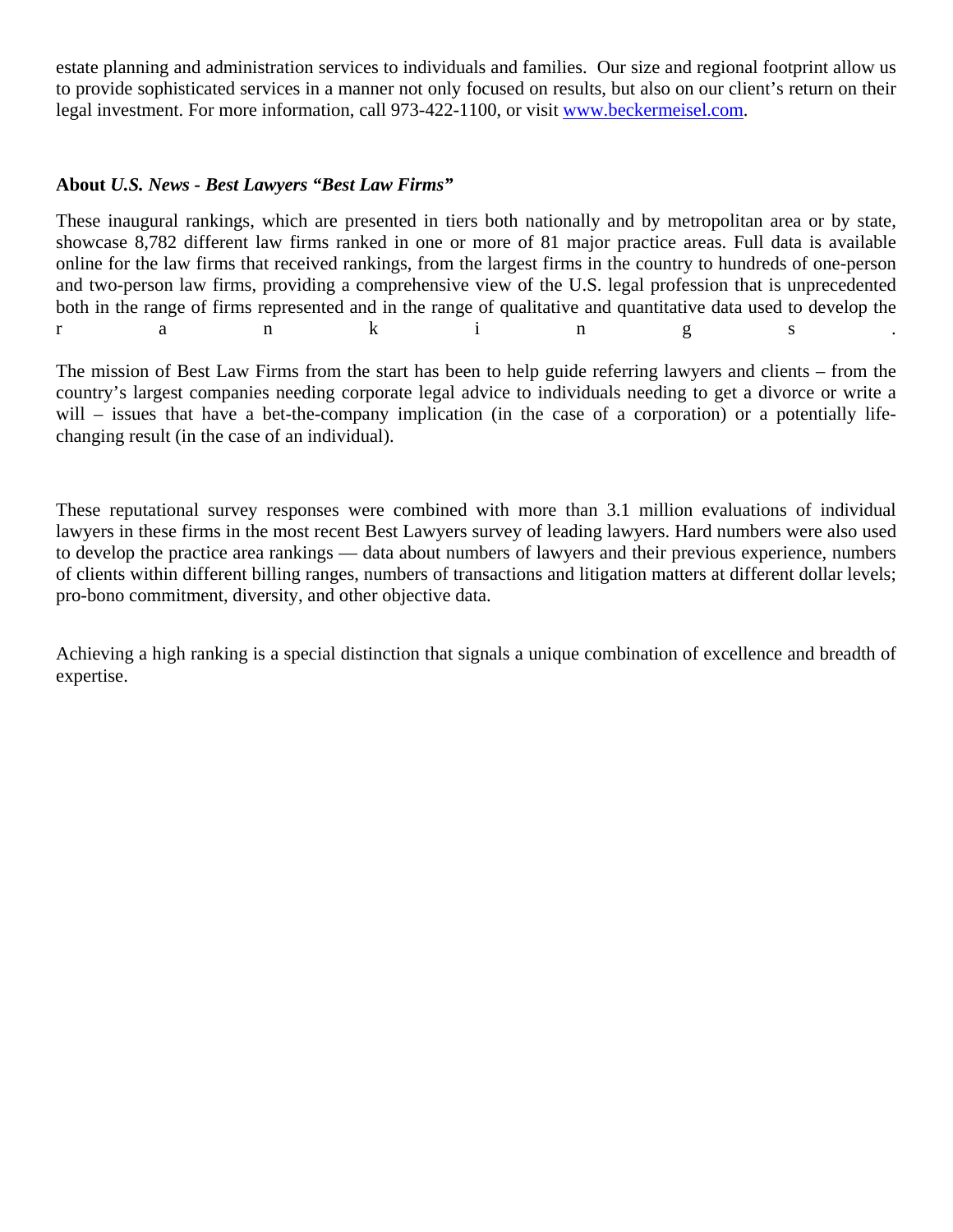estate planning and administration services to individuals and families. Our size and regional footprint allow us to provide sophisticated services in a manner not only focused on results, but also on our client's return on their legal investment. For more information, call 973-422-1100, or visit [www.beckermeisel.com](http://www.beckermeisel.com).

**About *U.S. News - Best Lawyers "Best Law Firms"***

These inaugural rankings, which are presented in tiers both nationally and by metropolitan area or by state, showcase 8,782 different law firms ranked in one or more of 81 major practice areas. Full data is available online for the law firms that received rankings, from the largest firms in the country to hundreds of one-person and two-person law firms, providing a comprehensive view of the U.S. legal profession that is unprecedented both in the range of firms represented and in the range of qualitative and quantitative data used to develop the rankings.

The mission of Best Law Firms from the start has been to help guide referring lawyers and clients – from the country's largest companies needing corporate legal advice to individuals needing to get a divorce or write a will – issues that have a bet-the-company implication (in the case of a corporation) or a potentially life-changing result (in the case of an individual).

These reputational survey responses were combined with more than 3.1 million evaluations of individual lawyers in these firms in the most recent Best Lawyers survey of leading lawyers. Hard numbers were also used to develop the practice area rankings — data about numbers of lawyers and their previous experience, numbers of clients within different billing ranges, numbers of transactions and litigation matters at different dollar levels; pro-bono commitment, diversity, and other objective data.

Achieving a high ranking is a special distinction that signals a unique combination of excellence and breadth of expertise.